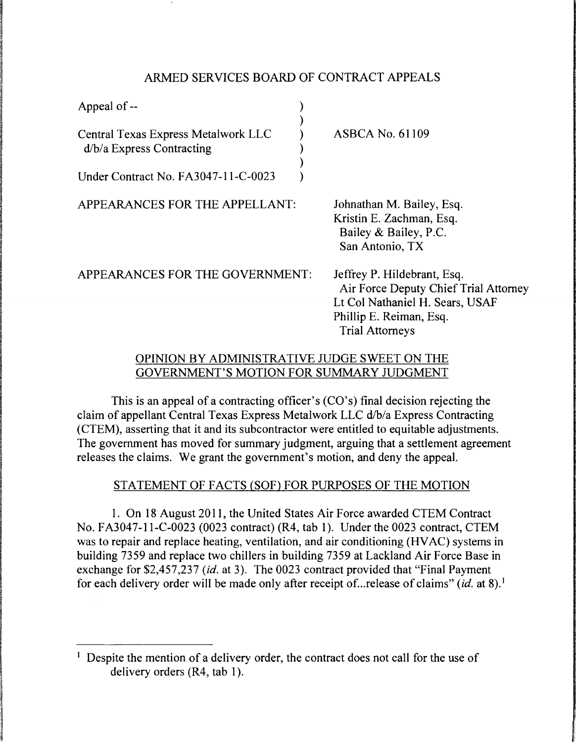# ARMED SERVICES BOARD OF CONTRACT APPEALS

| | |
|---|---|
| Appeal of -- | |
| Central Texas Express Metalwork LLC d/b/a Express Contracting | ASBCA No. 61109 |
| Under Contract No. FA3047-11-C-0023 | |

APPEARANCES FOR THE APPELLANT: Johnathan M. Bailey, Esq.
Kristin E. Zachman, Esq.
Bailey & Bailey, P.C.
San Antonio, TX

APPEARANCES FOR THE GOVERNMENT: Jeffrey P. Hildebrant, Esq.
Air Force Deputy Chief Trial Attorney
Lt Col Nathaniel H. Sears, USAF
Phillip E. Reiman, Esq.
Trial Attorneys

## OPINION BY ADMINISTRATIVE JUDGE SWEET ON THE GOVERNMENT'S MOTION FOR SUMMARY JUDGMENT

This is an appeal of a contracting officer's (CO's) final decision rejecting the claim of appellant Central Texas Express Metalwork LLC d/b/a Express Contracting (CTEM), asserting that it and its subcontractor were entitled to equitable adjustments. The government has moved for summary judgment, arguing that a settlement agreement releases the claims. We grant the government's motion, and deny the appeal.

## STATEMENT OF FACTS (SOF) FOR PURPOSES OF THE MOTION

1. On 18 August 2011, the United States Air Force awarded CTEM Contract No. FA3047-11-C-0023 (0023 contract) (R4, tab 1). Under the 0023 contract, CTEM was to repair and replace heating, ventilation, and air conditioning (HVAC) systems in building 7359 and replace two chillers in building 7359 at Lackland Air Force Base in exchange for $2,457,237 (*id.* at 3). The 0023 contract provided that "Final Payment for each delivery order will be made only after receipt of...release of claims" (*id.* at 8).[1]

---

[1] Despite the mention of a delivery order, the contract does not call for the use of delivery orders (R4, tab 1).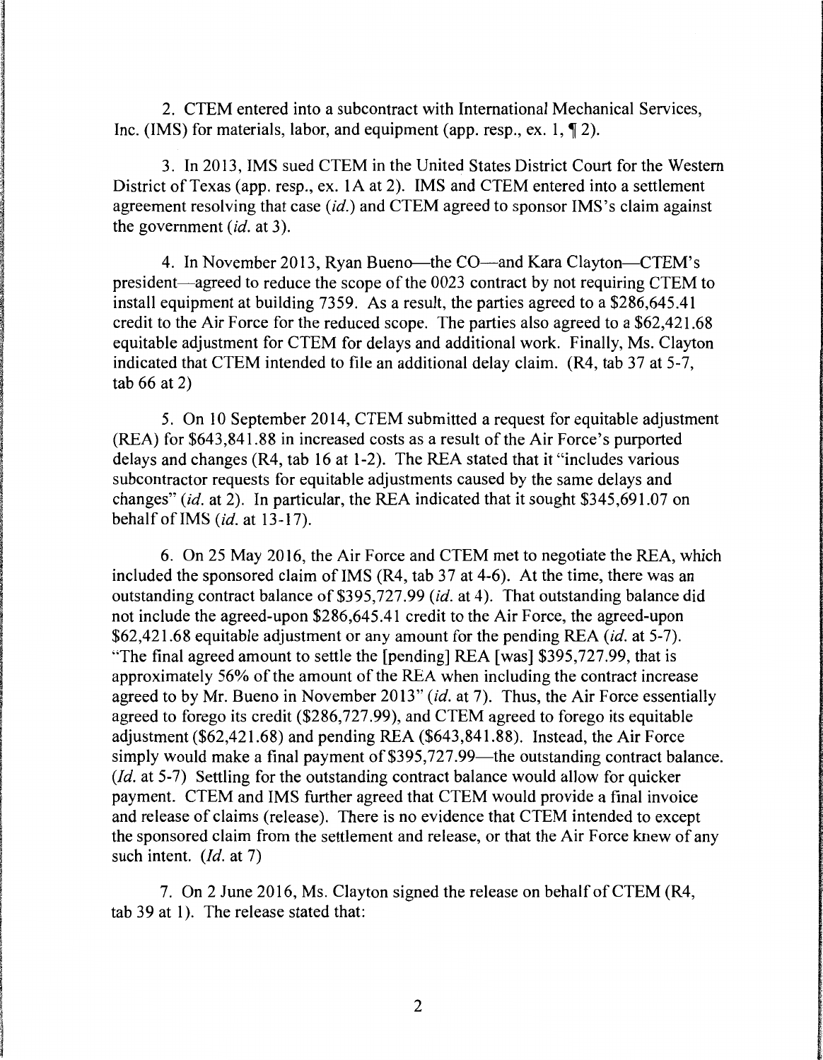2. CTEM entered into a subcontract with International Mechanical Services, Inc. (IMS) for materials, labor, and equipment (app. resp., ex. 1, ¶ 2).

3. In 2013, IMS sued CTEM in the United States District Court for the Western District of Texas (app. resp., ex. 1A at 2). IMS and CTEM entered into a settlement agreement resolving that case (*id.*) and CTEM agreed to sponsor IMS's claim against the government (*id.* at 3).

4. In November 2013, Ryan Bueno—the CO—and Kara Clayton—CTEM's president—agreed to reduce the scope of the 0023 contract by not requiring CTEM to install equipment at building 7359. As a result, the parties agreed to a $286,645.41 credit to the Air Force for the reduced scope. The parties also agreed to a $62,421.68 equitable adjustment for CTEM for delays and additional work. Finally, Ms. Clayton indicated that CTEM intended to file an additional delay claim. (R4, tab 37 at 5-7, tab 66 at 2)

5. On 10 September 2014, CTEM submitted a request for equitable adjustment (REA) for $643,841.88 in increased costs as a result of the Air Force's purported delays and changes (R4, tab 16 at 1-2). The REA stated that it "includes various subcontractor requests for equitable adjustments caused by the same delays and changes" (*id.* at 2). In particular, the REA indicated that it sought $345,691.07 on behalf of IMS (*id.* at 13-17).

6. On 25 May 2016, the Air Force and CTEM met to negotiate the REA, which included the sponsored claim of IMS (R4, tab 37 at 4-6). At the time, there was an outstanding contract balance of $395,727.99 (*id.* at 4). That outstanding balance did not include the agreed-upon $286,645.41 credit to the Air Force, the agreed-upon $62,421.68 equitable adjustment or any amount for the pending REA (*id.* at 5-7). "The final agreed amount to settle the [pending] REA [was] $395,727.99, that is approximately 56% of the amount of the REA when including the contract increase agreed to by Mr. Bueno in November 2013" (*id.* at 7). Thus, the Air Force essentially agreed to forego its credit ($286,727.99), and CTEM agreed to forego its equitable adjustment ($62,421.68) and pending REA ($643,841.88). Instead, the Air Force simply would make a final payment of $395,727.99—the outstanding contract balance. (*Id.* at 5-7) Settling for the outstanding contract balance would allow for quicker payment. CTEM and IMS further agreed that CTEM would provide a final invoice and release of claims (release). There is no evidence that CTEM intended to except the sponsored claim from the settlement and release, or that the Air Force knew of any such intent. (*Id.* at 7)

7. On 2 June 2016, Ms. Clayton signed the release on behalf of CTEM (R4, tab 39 at 1). The release stated that: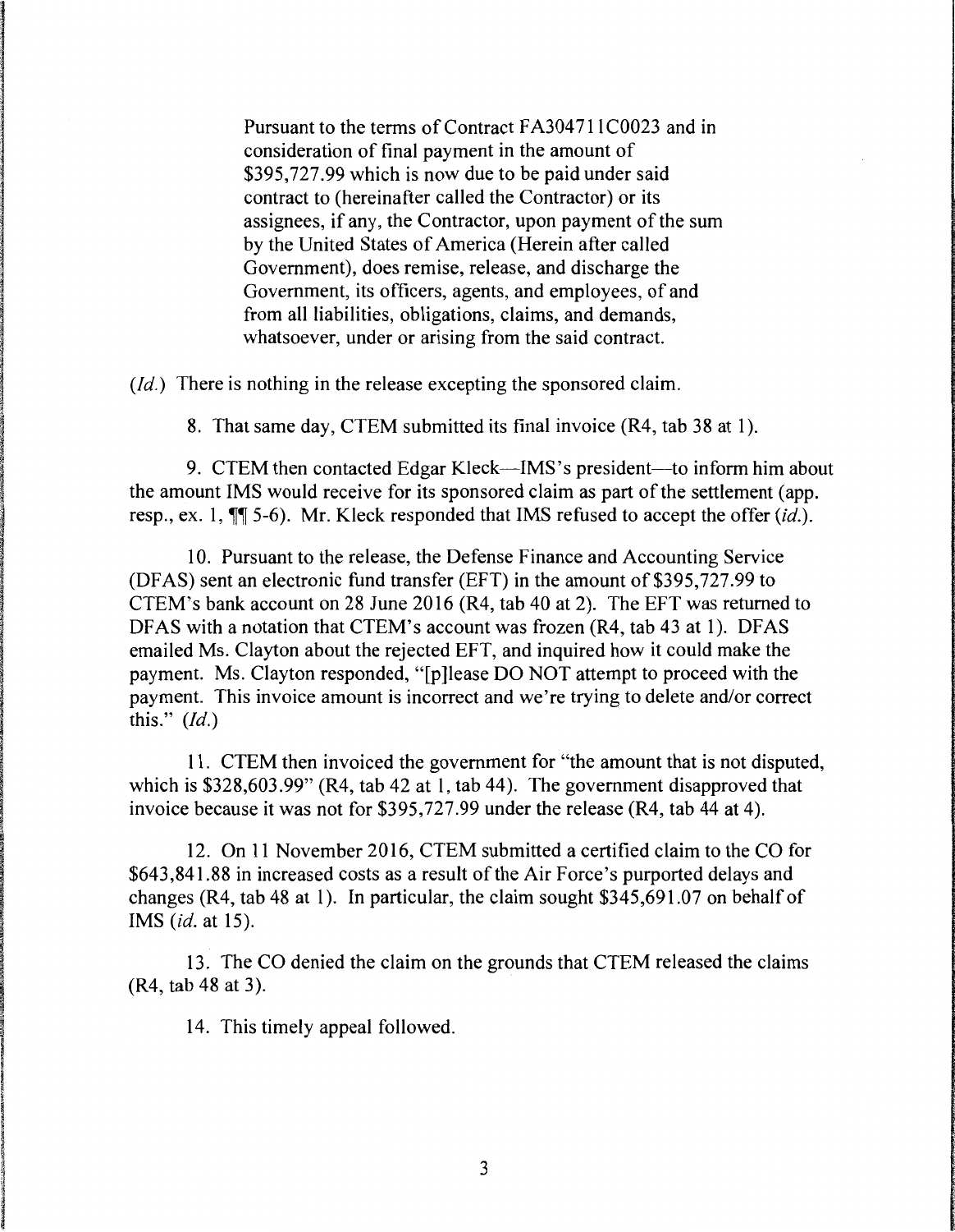> Pursuant to the terms of Contract FA304711C0023 and in consideration of final payment in the amount of $395,727.99 which is now due to be paid under said contract to (hereinafter called the Contractor) or its assignees, if any, the Contractor, upon payment of the sum by the United States of America (Herein after called Government), does remise, release, and discharge the Government, its officers, agents, and employees, of and from all liabilities, obligations, claims, and demands, whatsoever, under or arising from the said contract.

(*Id.*) There is nothing in the release excepting the sponsored claim.

8. That same day, CTEM submitted its final invoice (R4, tab 38 at 1).

9. CTEM then contacted Edgar Kleck—IMS's president—to inform him about the amount IMS would receive for its sponsored claim as part of the settlement (app. resp., ex. 1, ¶¶ 5-6). Mr. Kleck responded that IMS refused to accept the offer (*id.*).

10. Pursuant to the release, the Defense Finance and Accounting Service (DFAS) sent an electronic fund transfer (EFT) in the amount of $395,727.99 to CTEM's bank account on 28 June 2016 (R4, tab 40 at 2). The EFT was returned to DFAS with a notation that CTEM's account was frozen (R4, tab 43 at 1). DFAS emailed Ms. Clayton about the rejected EFT, and inquired how it could make the payment. Ms. Clayton responded, "[p]lease DO NOT attempt to proceed with the payment. This invoice amount is incorrect and we're trying to delete and/or correct this." (*Id.*)

11. CTEM then invoiced the government for "the amount that is not disputed, which is $328,603.99" (R4, tab 42 at 1, tab 44). The government disapproved that invoice because it was not for $395,727.99 under the release (R4, tab 44 at 4).

12. On 11 November 2016, CTEM submitted a certified claim to the CO for $643,841.88 in increased costs as a result of the Air Force's purported delays and changes (R4, tab 48 at 1). In particular, the claim sought $345,691.07 on behalf of IMS (*id.* at 15).

13. The CO denied the claim on the grounds that CTEM released the claims (R4, tab 48 at 3).

14. This timely appeal followed.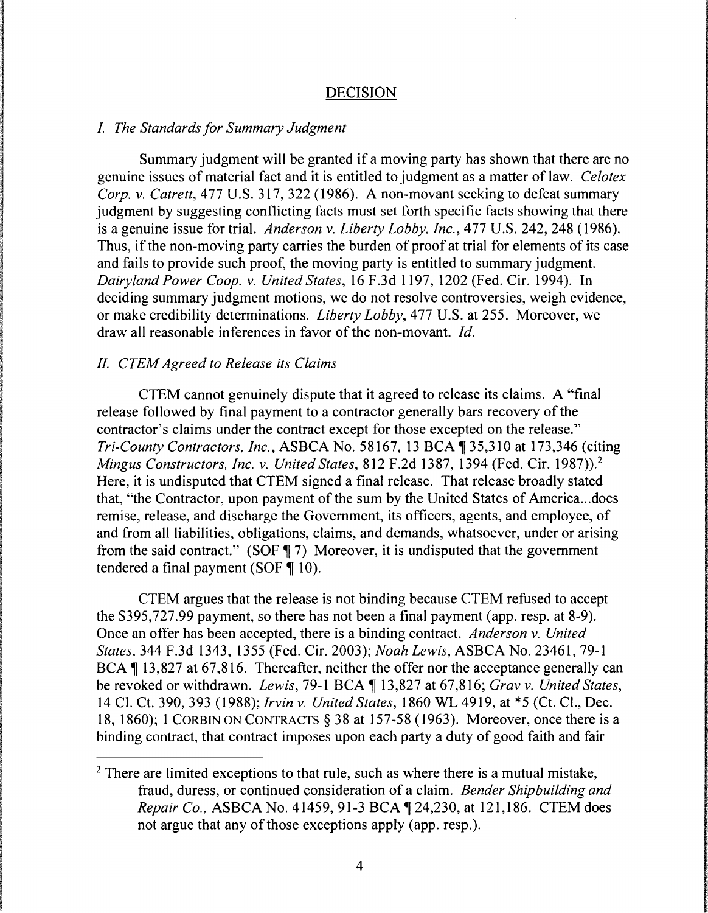## DECISION

### *I. The Standards for Summary Judgment*

Summary judgment will be granted if a moving party has shown that there are no genuine issues of material fact and it is entitled to judgment as a matter of law. *Celotex Corp. v. Catrett*, 477 U.S. 317, 322 (1986). A non-movant seeking to defeat summary judgment by suggesting conflicting facts must set forth specific facts showing that there is a genuine issue for trial. *Anderson v. Liberty Lobby, Inc.*, 477 U.S. 242, 248 (1986). Thus, if the non-moving party carries the burden of proof at trial for elements of its case and fails to provide such proof, the moving party is entitled to summary judgment. *Dairyland Power Coop. v. United States*, 16 F.3d 1197, 1202 (Fed. Cir. 1994). In deciding summary judgment motions, we do not resolve controversies, weigh evidence, or make credibility determinations. *Liberty Lobby*, 477 U.S. at 255. Moreover, we draw all reasonable inferences in favor of the non-movant. *Id.*

### *II. CTEM Agreed to Release its Claims*

CTEM cannot genuinely dispute that it agreed to release its claims. A "final release followed by final payment to a contractor generally bars recovery of the contractor's claims under the contract except for those excepted on the release." *Tri-County Contractors, Inc.*, ASBCA No. 58167, 13 BCA ¶ 35,310 at 173,346 (citing *Mingus Constructors, Inc. v. United States*, 812 F.2d 1387, 1394 (Fed. Cir. 1987)).[2] Here, it is undisputed that CTEM signed a final release. That release broadly stated that, "the Contractor, upon payment of the sum by the United States of America...does remise, release, and discharge the Government, its officers, agents, and employee, of and from all liabilities, obligations, claims, and demands, whatsoever, under or arising from the said contract." (SOF ¶ 7) Moreover, it is undisputed that the government tendered a final payment (SOF ¶ 10).

CTEM argues that the release is not binding because CTEM refused to accept the $395,727.99 payment, so there has not been a final payment (app. resp. at 8-9). Once an offer has been accepted, there is a binding contract. *Anderson v. United States*, 344 F.3d 1343, 1355 (Fed. Cir. 2003); *Noah Lewis*, ASBCA No. 23461, 79-1 BCA ¶ 13,827 at 67,816. Thereafter, neither the offer nor the acceptance generally can be revoked or withdrawn. *Lewis*, 79-1 BCA ¶ 13,827 at 67,816; *Grav v. United States*, 14 Cl. Ct. 390, 393 (1988); *Irvin v. United States*, 1860 WL 4919, at *5 (Ct. Cl., Dec. 18, 1860); 1 CORBIN ON CONTRACTS § 38 at 157-58 (1963). Moreover, once there is a binding contract, that contract imposes upon each party a duty of good faith and fair

[2] There are limited exceptions to that rule, such as where there is a mutual mistake, fraud, duress, or continued consideration of a claim. *Bender Shipbuilding and Repair Co.*, ASBCA No. 41459, 91-3 BCA ¶ 24,230, at 121,186. CTEM does not argue that any of those exceptions apply (app. resp.).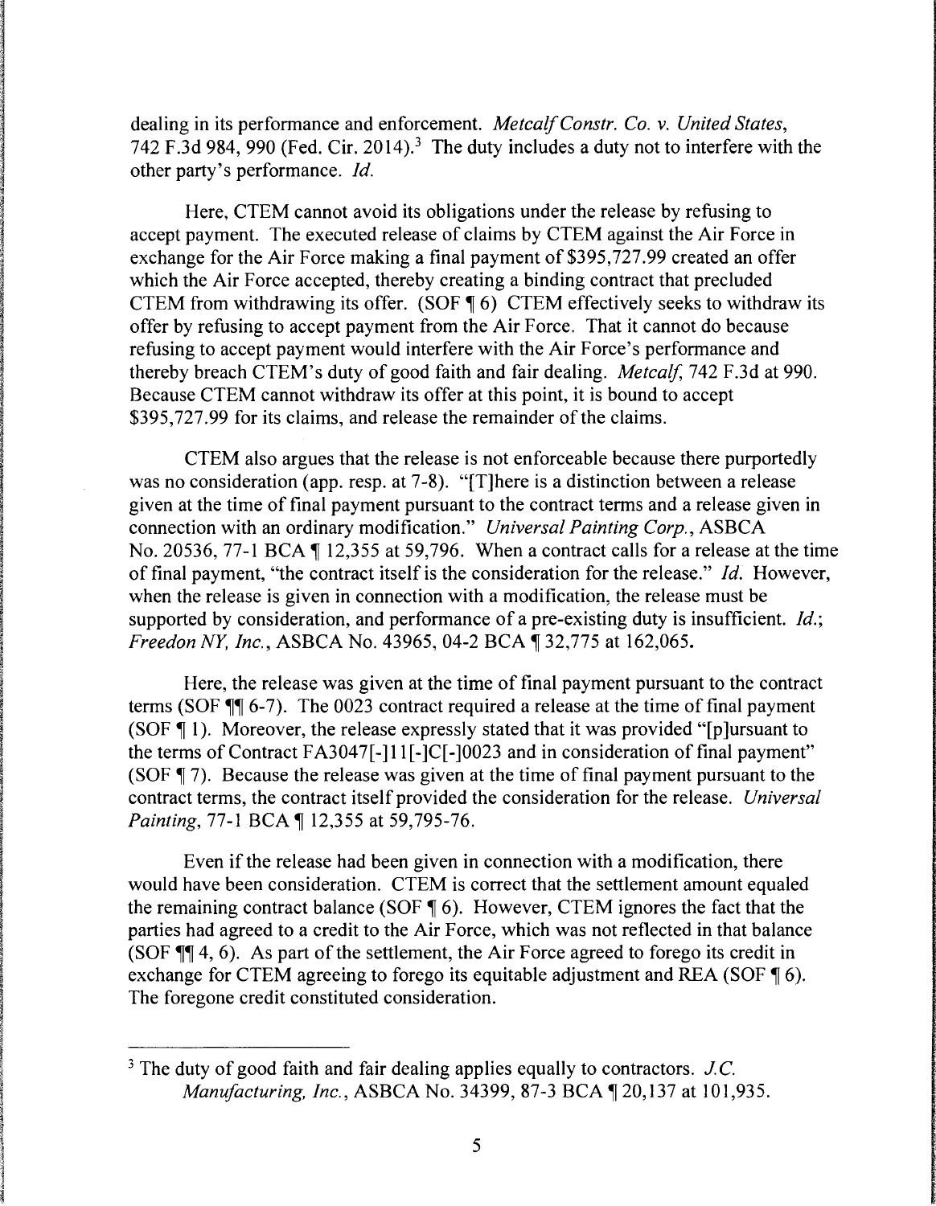dealing in its performance and enforcement. *Metcalf Constr. Co. v. United States*, 742 F.3d 984, 990 (Fed. Cir. 2014).[3] The duty includes a duty not to interfere with the other party's performance. *Id.*

Here, CTEM cannot avoid its obligations under the release by refusing to accept payment. The executed release of claims by CTEM against the Air Force in exchange for the Air Force making a final payment of $395,727.99 created an offer which the Air Force accepted, thereby creating a binding contract that precluded CTEM from withdrawing its offer. (SOF ¶ 6) CTEM effectively seeks to withdraw its offer by refusing to accept payment from the Air Force. That it cannot do because refusing to accept payment would interfere with the Air Force's performance and thereby breach CTEM's duty of good faith and fair dealing. *Metcalf*, 742 F.3d at 990. Because CTEM cannot withdraw its offer at this point, it is bound to accept $395,727.99 for its claims, and release the remainder of the claims.

CTEM also argues that the release is not enforceable because there purportedly was no consideration (app. resp. at 7-8). "[T]here is a distinction between a release given at the time of final payment pursuant to the contract terms and a release given in connection with an ordinary modification." *Universal Painting Corp.*, ASBCA No. 20536, 77-1 BCA ¶ 12,355 at 59,796. When a contract calls for a release at the time of final payment, "the contract itself is the consideration for the release." *Id.* However, when the release is given in connection with a modification, the release must be supported by consideration, and performance of a pre-existing duty is insufficient. *Id.*; *Freedon NY, Inc.*, ASBCA No. 43965, 04-2 BCA ¶ 32,775 at 162,065.

Here, the release was given at the time of final payment pursuant to the contract terms (SOF ¶¶ 6-7). The 0023 contract required a release at the time of final payment (SOF ¶ 1). Moreover, the release expressly stated that it was provided "[p]ursuant to the terms of Contract FA3047[-]11[-]C[-]0023 and in consideration of final payment" (SOF ¶ 7). Because the release was given at the time of final payment pursuant to the contract terms, the contract itself provided the consideration for the release. *Universal Painting*, 77-1 BCA ¶ 12,355 at 59,795-76.

Even if the release had been given in connection with a modification, there would have been consideration. CTEM is correct that the settlement amount equaled the remaining contract balance (SOF ¶ 6). However, CTEM ignores the fact that the parties had agreed to a credit to the Air Force, which was not reflected in that balance (SOF ¶¶ 4, 6). As part of the settlement, the Air Force agreed to forego its credit in exchange for CTEM agreeing to forego its equitable adjustment and REA (SOF ¶ 6). The foregone credit constituted consideration.

---

[3] The duty of good faith and fair dealing applies equally to contractors. *J.C. Manufacturing, Inc.*, ASBCA No. 34399, 87-3 BCA ¶ 20,137 at 101,935.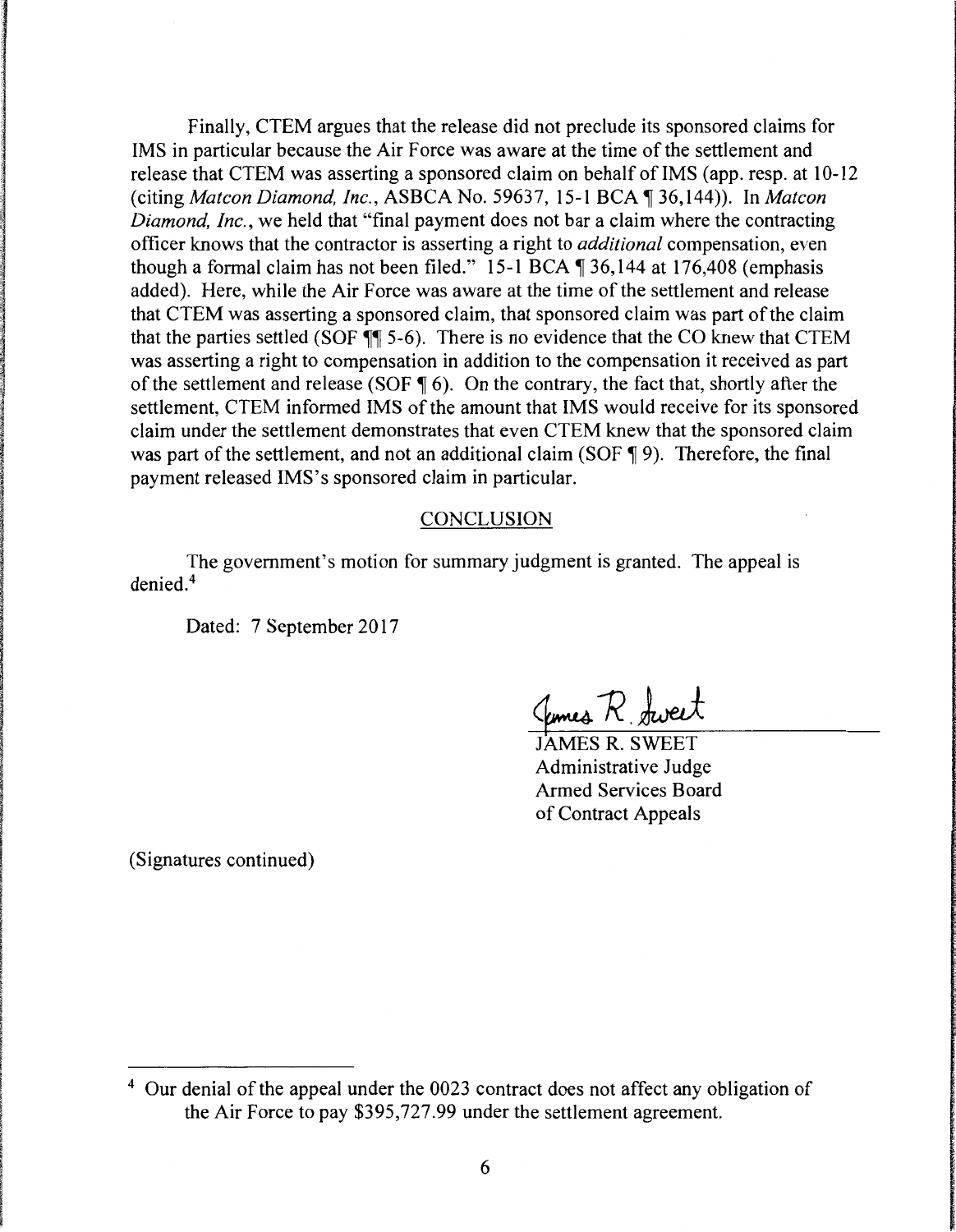Finally, CTEM argues that the release did not preclude its sponsored claims for IMS in particular because the Air Force was aware at the time of the settlement and release that CTEM was asserting a sponsored claim on behalf of IMS (app. resp. at 10-12 (citing *Matcon Diamond, Inc.*, ASBCA No. 59637, 15-1 BCA ¶ 36,144)). In *Matcon Diamond, Inc.*, we held that "final payment does not bar a claim where the contracting officer knows that the contractor is asserting a right to *additional* compensation, even though a formal claim has not been filed." 15-1 BCA ¶ 36,144 at 176,408 (emphasis added). Here, while the Air Force was aware at the time of the settlement and release that CTEM was asserting a sponsored claim, that sponsored claim was part of the claim that the parties settled (SOF ¶¶ 5-6). There is no evidence that the CO knew that CTEM was asserting a right to compensation in addition to the compensation it received as part of the settlement and release (SOF ¶ 6). On the contrary, the fact that, shortly after the settlement, CTEM informed IMS of the amount that IMS would receive for its sponsored claim under the settlement demonstrates that even CTEM knew that the sponsored claim was part of the settlement, and not an additional claim (SOF ¶ 9). Therefore, the final payment released IMS's sponsored claim in particular.

## CONCLUSION

The government's motion for summary judgment is granted. The appeal is denied.[4]

Dated: 7 September 2017

JAMES R. SWEET
Administrative Judge
Armed Services Board
of Contract Appeals

(Signatures continued)

[4] Our denial of the appeal under the 0023 contract does not affect any obligation of the Air Force to pay $395,727.99 under the settlement agreement.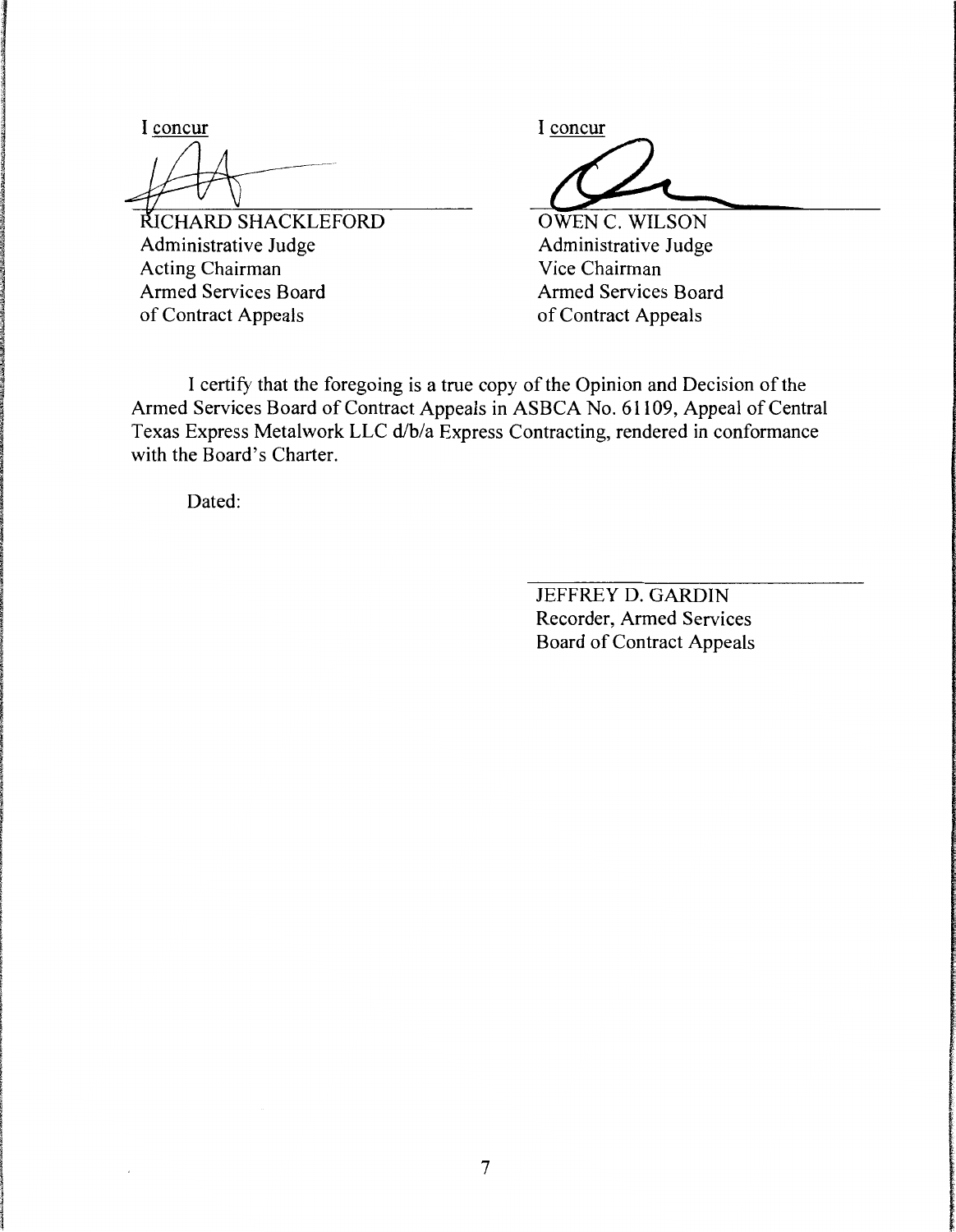I concur

RICHARD SHACKLEFORD
Administrative Judge
Acting Chairman
Armed Services Board
of Contract Appeals

I concur

OWEN C. WILSON
Administrative Judge
Vice Chairman
Armed Services Board
of Contract Appeals

I certify that the foregoing is a true copy of the Opinion and Decision of the Armed Services Board of Contract Appeals in ASBCA No. 61109, Appeal of Central Texas Express Metalwork LLC d/b/a Express Contracting, rendered in conformance with the Board's Charter.

Dated:

JEFFREY D. GARDIN
Recorder, Armed Services
Board of Contract Appeals